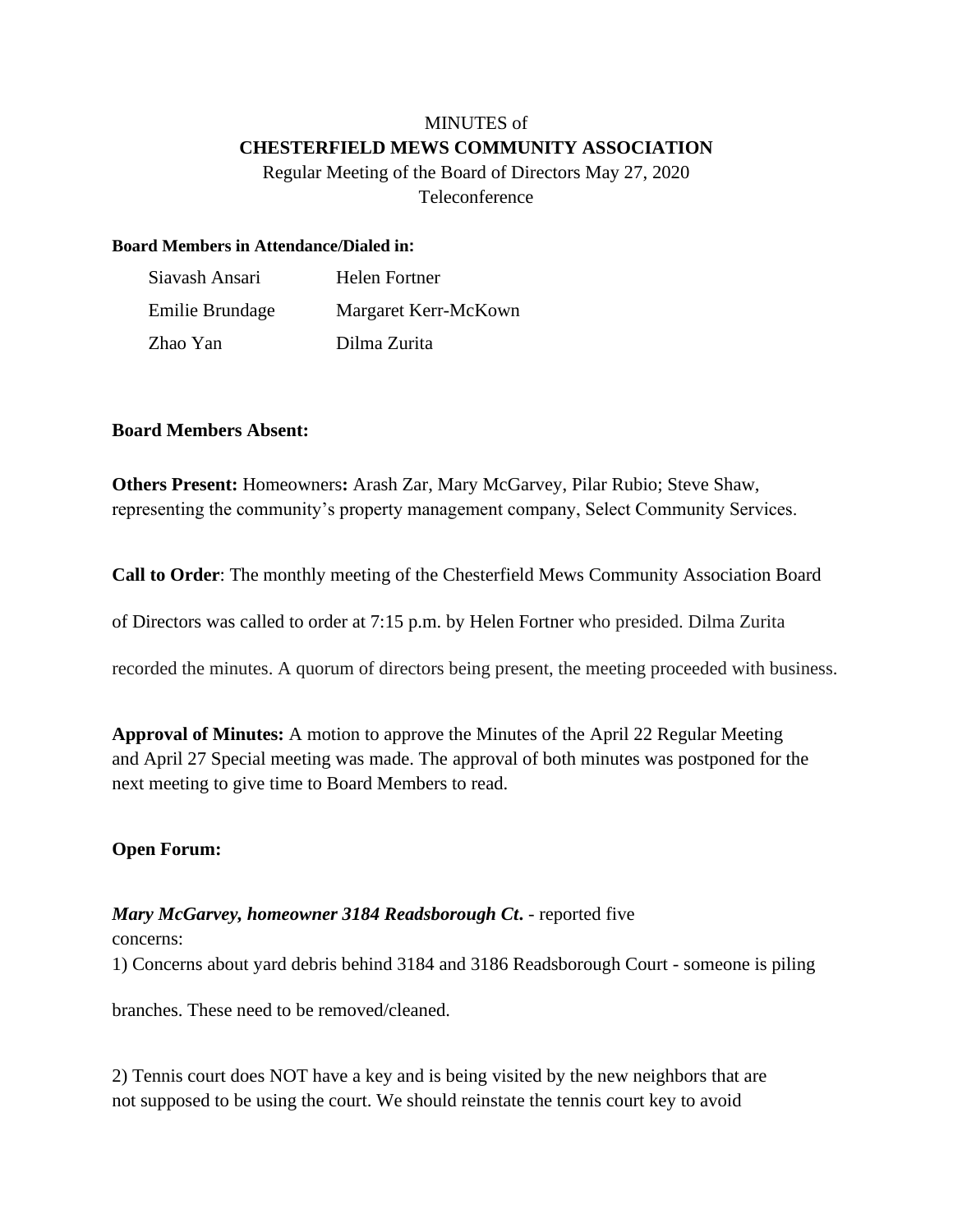MINUTES of

**CHESTERFIELD MEWS COMMUNITY ASSOCIATION**

Regular Meeting of the Board of Directors May 27, 2020

Teleconference

**Board Members in Attendance/Dialed in:**

| | |
|---|---|
| Siavash Ansari | Helen Fortner |
| Emilie Brundage | Margaret Kerr-McKown |
| Zhao Yan | Dilma Zurita |

**Board Members Absent:**

**Others Present:** Homeowners**:** Arash Zar, Mary McGarvey, Pilar Rubio; Steve Shaw, representing the community's property management company, Select Community Services.

**Call to Order**: The monthly meeting of the Chesterfield Mews Community Association Board of Directors was called to order at 7:15 p.m. by Helen Fortner who presided. Dilma Zurita recorded the minutes. A quorum of directors being present, the meeting proceeded with business.

**Approval of Minutes:** A motion to approve the Minutes of the April 22 Regular Meeting and April 27 Special meeting was made. The approval of both minutes was postponed for the next meeting to give time to Board Members to read.

**Open Forum:**

***Mary McGarvey, homeowner 3184 Readsborough Ct.*** - reported five concerns:

1) Concerns about yard debris behind 3184 and 3186 Readsborough Court - someone is piling branches. These need to be removed/cleaned.

2) Tennis court does NOT have a key and is being visited by the new neighbors that are not supposed to be using the court. We should reinstate the tennis court key to avoid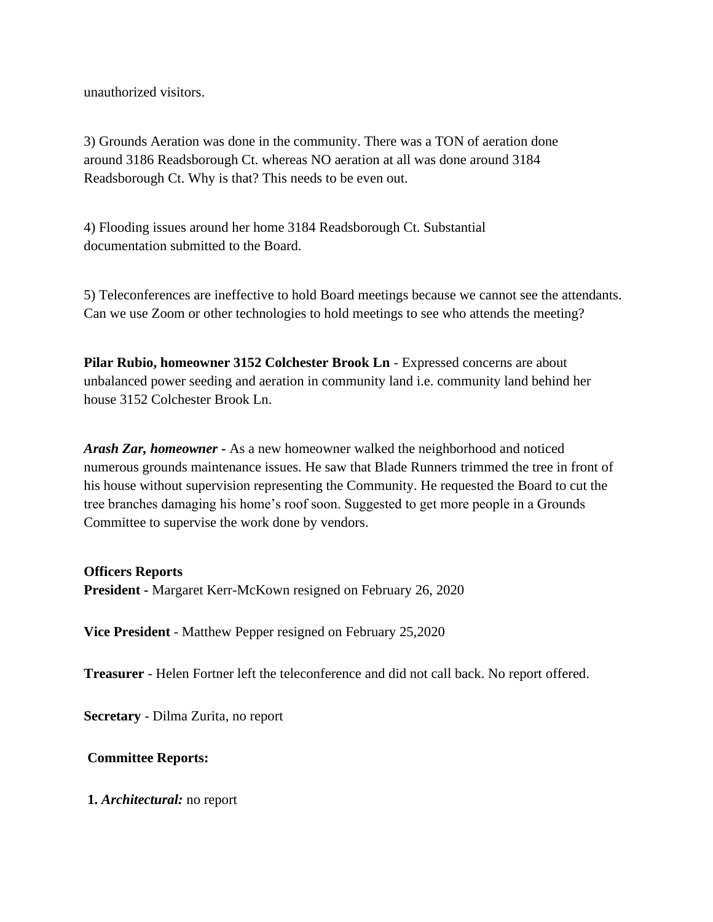unauthorized visitors.

3) Grounds Aeration was done in the community. There was a TON of aeration done around 3186 Readsborough Ct. whereas NO aeration at all was done around 3184 Readsborough Ct. Why is that? This needs to be even out.

4) Flooding issues around her home 3184 Readsborough Ct. Substantial documentation submitted to the Board.

5) Teleconferences are ineffective to hold Board meetings because we cannot see the attendants. Can we use Zoom or other technologies to hold meetings to see who attends the meeting?

**Pilar Rubio, homeowner 3152 Colchester Brook Ln** - Expressed concerns are about unbalanced power seeding and aeration in community land i.e. community land behind her house 3152 Colchester Brook Ln.

***Arash Zar, homeowner*** **-** As a new homeowner walked the neighborhood and noticed numerous grounds maintenance issues. He saw that Blade Runners trimmed the tree in front of his house without supervision representing the Community. He requested the Board to cut the tree branches damaging his home's roof soon. Suggested to get more people in a Grounds Committee to supervise the work done by vendors.

**Officers Reports**

**President -** Margaret Kerr-McKown resigned on February 26, 2020

**Vice President** - Matthew Pepper resigned on February 25,2020

**Treasurer** - Helen Fortner left the teleconference and did not call back. No report offered.

**Secretary** - Dilma Zurita, no report

**Committee Reports:**

**1.** ***Architectural:*** no report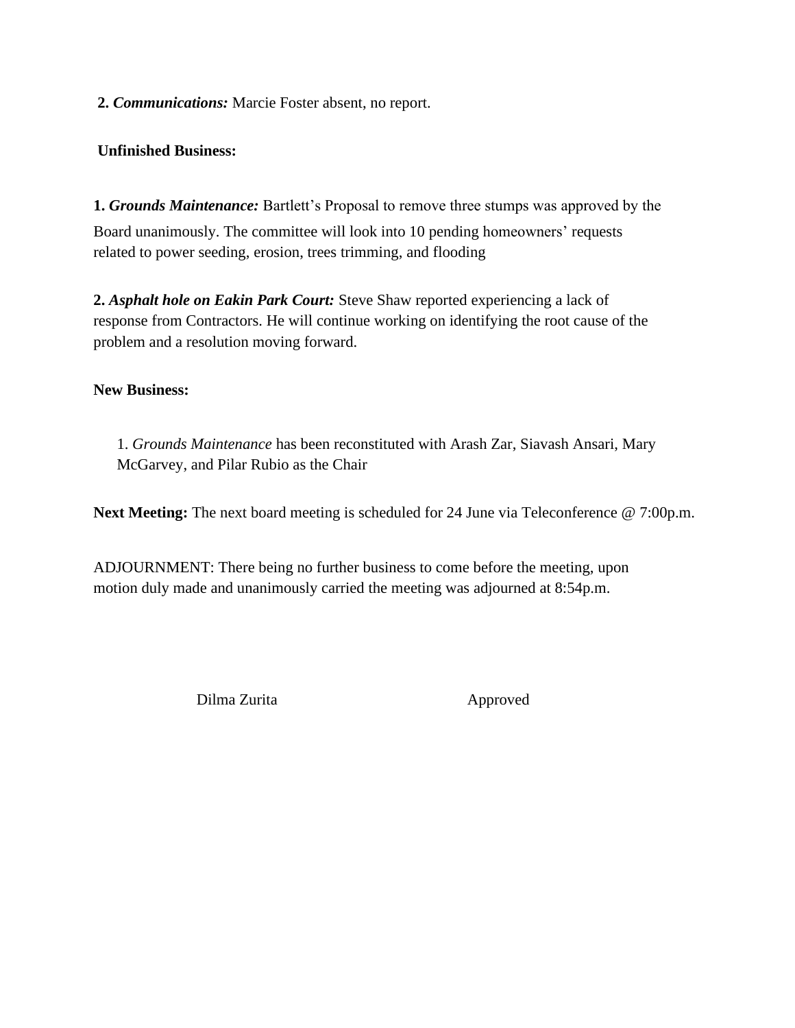**2.** ***Communications:*** Marcie Foster absent, no report.

**Unfinished Business:**

**1.** ***Grounds Maintenance:*** Bartlett's Proposal to remove three stumps was approved by the Board unanimously. The committee will look into 10 pending homeowners' requests related to power seeding, erosion, trees trimming, and flooding

**2.** ***Asphalt hole on Eakin Park Court:*** Steve Shaw reported experiencing a lack of response from Contractors. He will continue working on identifying the root cause of the problem and a resolution moving forward.

**New Business:**

1. *Grounds Maintenance* has been reconstituted with Arash Zar, Siavash Ansari, Mary McGarvey, and Pilar Rubio as the Chair

**Next Meeting:** The next board meeting is scheduled for 24 June via Teleconference @ 7:00p.m.

ADJOURNMENT: There being no further business to come before the meeting, upon motion duly made and unanimously carried the meeting was adjourned at 8:54p.m.

Dilma Zurita Approved